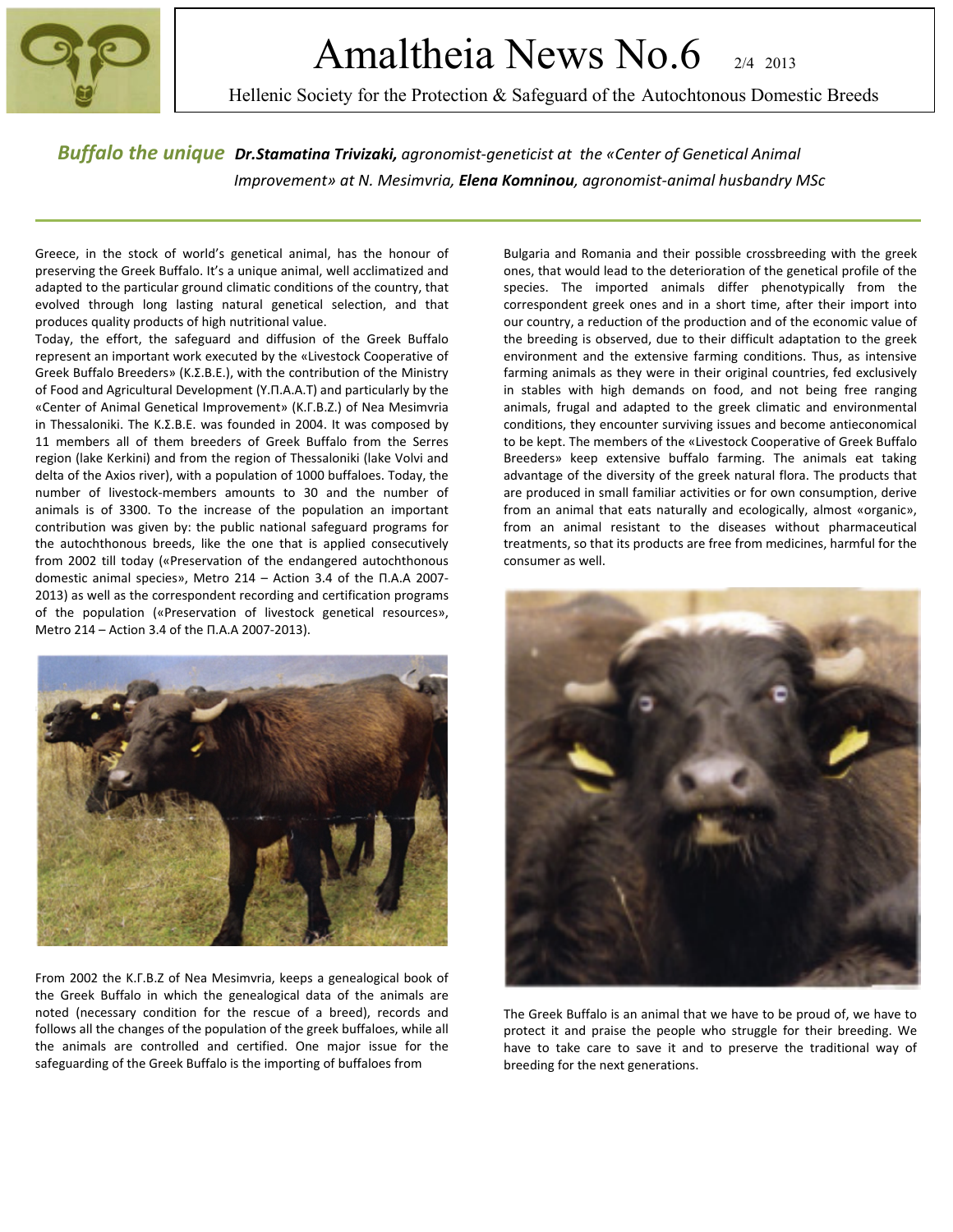# Amaltheia News No.6 2/4 2013

Hellenic Society for the Protection & Safeguard of the Autochtonous Domestic Breeds

## Buffalo the unique

***Dr.Stamatina Trivizaki,** agronomist-geneticist at the «Center of Genetical Animal Improvement» at N. Mesimvria, **Elena Komninou**, agronomist-animal husbandry MSc*

Greece, in the stock of world's genetical animal, has the honour of preserving the Greek Buffalo. It's a unique animal, well acclimatized and adapted to the particular ground climatic conditions of the country, that evolved through long lasting natural genetical selection, and that produces quality products of high nutritional value.

Today, the effort, the safeguard and diffusion of the Greek Buffalo represent an important work executed by the «Livestock Cooperative of Greek Buffalo Breeders» (Κ.Σ.Β.Ε.), with the contribution of the Ministry of Food and Agricultural Development (Υ.Π.Α.Α.Τ) and particularly by the «Center of Animal Genetical Improvement» (Κ.Γ.Β.Ζ.) of Nea Mesimvria in Thessaloniki. The Κ.Σ.Β.Ε. was founded in 2004. It was composed by 11 members all of them breeders of Greek Buffalo from the Serres region (lake Kerkini) and from the region of Thessaloniki (lake Volvi and delta of the Axios river), with a population of 1000 buffaloes. Today, the number of livestock-members amounts to 30 and the number of animals is of 3300. To the increase of the population an important contribution was given by: the public national safeguard programs for the autochthonous breeds, like the one that is applied consecutively from 2002 till today («Preservation of the endangered autochthonous domestic animal species», Metro 214 – Action 3.4 of the Π.Α.Α 2007-2013) as well as the correspondent recording and certification programs of the population («Preservation of livestock genetical resources», Metro 214 – Action 3.4 of the Π.Α.Α 2007-2013).

From 2002 the Κ.Γ.Β.Ζ of Nea Mesimvria, keeps a genealogical book of the Greek Buffalo in which the genealogical data of the animals are noted (necessary condition for the rescue of a breed), records and follows all the changes of the population of the greek buffaloes, while all the animals are controlled and certified. One major issue for the safeguarding of the Greek Buffalo is the importing of buffaloes from Bulgaria and Romania and their possible crossbreeding with the greek ones, that would lead to the deterioration of the genetical profile of the species. The imported animals differ phenotypically from the correspondent greek ones and in a short time, after their import into our country, a reduction of the production and of the economic value of the breeding is observed, due to their difficult adaptation to the greek environment and the extensive farming conditions. Thus, as intensive farming animals as they were in their original countries, fed exclusively in stables with high demands on food, and not being free ranging animals, frugal and adapted to the greek climatic and environmental conditions, they encounter surviving issues and become antieconomical to be kept. The members of the «Livestock Cooperative of Greek Buffalo Breeders» keep extensive buffalo farming. The animals eat taking advantage of the diversity of the greek natural flora. The products that are produced in small familiar activities or for own consumption, derive from an animal that eats naturally and ecologically, almost «organic», from an animal resistant to the diseases without pharmaceutical treatments, so that its products are free from medicines, harmful for the consumer as well.

The Greek Buffalo is an animal that we have to be proud of, we have to protect it and praise the people who struggle for their breeding. We have to take care to save it and to preserve the traditional way of breeding for the next generations.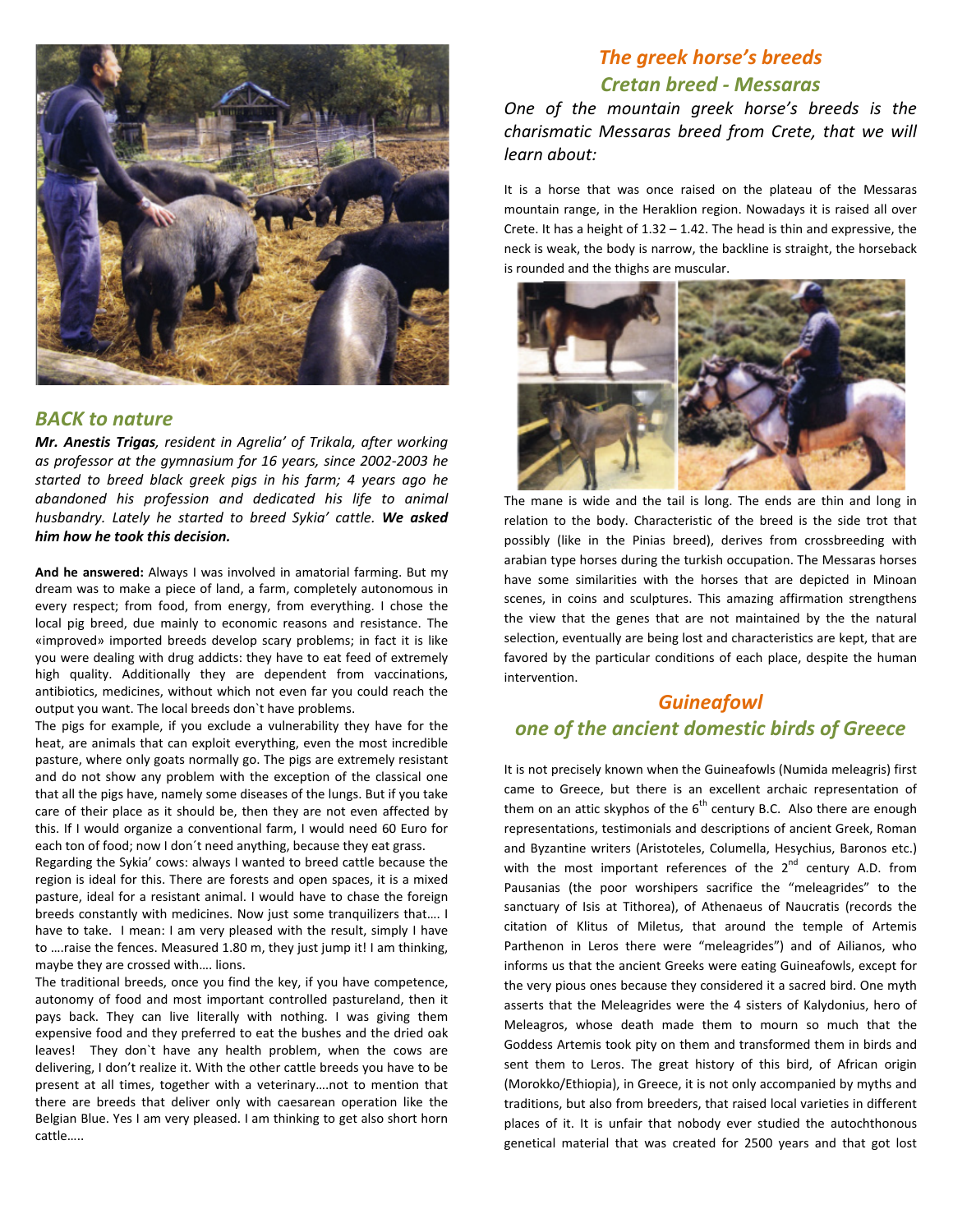## BACK to nature

***Mr. Anestis Trigas**, resident in Agrelia' of Trikala, after working as professor at the gymnasium for 16 years, since 2002-2003 he started to breed black greek pigs in his farm; 4 years ago he abandoned his profession and dedicated his life to animal husbandry. Lately he started to breed Sykia' cattle. **We asked him how he took this decision.***

**And he answered:** Always I was involved in amatorial farming. But my dream was to make a piece of land, a farm, completely autonomous in every respect; from food, from energy, from everything. I chose the local pig breed, due mainly to economic reasons and resistance. The «improved» imported breeds develop scary problems; in fact it is like you were dealing with drug addicts: they have to eat feed of extremely high quality. Additionally they are dependent from vaccinations, antibiotics, medicines, without which not even far you could reach the output you want. The local breeds don`t have problems.

The pigs for example, if you exclude a vulnerability they have for the heat, are animals that can exploit everything, even the most incredible pasture, where only goats normally go. The pigs are extremely resistant and do not show any problem with the exception of the classical one that all the pigs have, namely some diseases of the lungs. But if you take care of their place as it should be, then they are not even affected by this. If I would organize a conventional farm, I would need 60 Euro for each ton of food; now I don´t need anything, because they eat grass.

Regarding the Sykia' cows: always I wanted to breed cattle because the region is ideal for this. There are forests and open spaces, it is a mixed pasture, ideal for a resistant animal. I would have to chase the foreign breeds constantly with medicines. Now just some tranquilizers that…. I have to take. I mean: I am very pleased with the result, simply I have to ….raise the fences. Measured 1.80 m, they just jump it! I am thinking, maybe they are crossed with…. lions.

The traditional breeds, once you find the key, if you have competence, autonomy of food and most important controlled pastureland, then it pays back. They can live literally with nothing. I was giving them expensive food and they preferred to eat the bushes and the dried oak leaves! They don`t have any health problem, when the cows are delivering, I don't realize it. With the other cattle breeds you have to be present at all times, together with a veterinary….not to mention that there are breeds that deliver only with caesarean operation like the Belgian Blue. Yes I am very pleased. I am thinking to get also short horn cattle…..

## The greek horse's breeds
## Cretan breed - Messaras

*One of the mountain greek horse's breeds is the charismatic Messaras breed from Crete, that we will learn about:*

It is a horse that was once raised on the plateau of the Messaras mountain range, in the Heraklion region. Nowadays it is raised all over Crete. It has a height of 1.32 – 1.42. The head is thin and expressive, the neck is weak, the body is narrow, the backline is straight, the horseback is rounded and the thighs are muscular.

The mane is wide and the tail is long. The ends are thin and long in relation to the body. Characteristic of the breed is the side trot that possibly (like in the Pinias breed), derives from crossbreeding with arabian type horses during the turkish occupation. The Messaras horses have some similarities with the horses that are depicted in Minoan scenes, in coins and sculptures. This amazing affirmation strengthens the view that the genes that are not maintained by the the natural selection, eventually are being lost and characteristics are kept, that are favored by the particular conditions of each place, despite the human intervention.

## Guineafowl
## one of the ancient domestic birds of Greece

It is not precisely known when the Guineafowls (Numida meleagris) first came to Greece, but there is an excellent archaic representation of them on an attic skyphos of the 6th century B.C. Also there are enough representations, testimonials and descriptions of ancient Greek, Roman and Byzantine writers (Aristoteles, Columella, Hesychius, Baronos etc.) with the most important references of the 2nd century A.D. from Pausanias (the poor worshipers sacrifice the "meleagrides" to the sanctuary of Isis at Tithorea), of Athenaeus of Naucratis (records the citation of Klitus of Miletus, that around the temple of Artemis Parthenon in Leros there were "meleagrides") and of Ailianos, who informs us that the ancient Greeks were eating Guineafowls, except for the very pious ones because they considered it a sacred bird. One myth asserts that the Meleagrides were the 4 sisters of Kalydonius, hero of Meleagros, whose death made them to mourn so much that the Goddess Artemis took pity on them and transformed them in birds and sent them to Leros. The great history of this bird, of African origin (Morokko/Ethiopia), in Greece, it is not only accompanied by myths and traditions, but also from breeders, that raised local varieties in different places of it. It is unfair that nobody ever studied the autochthonous genetical material that was created for 2500 years and that got lost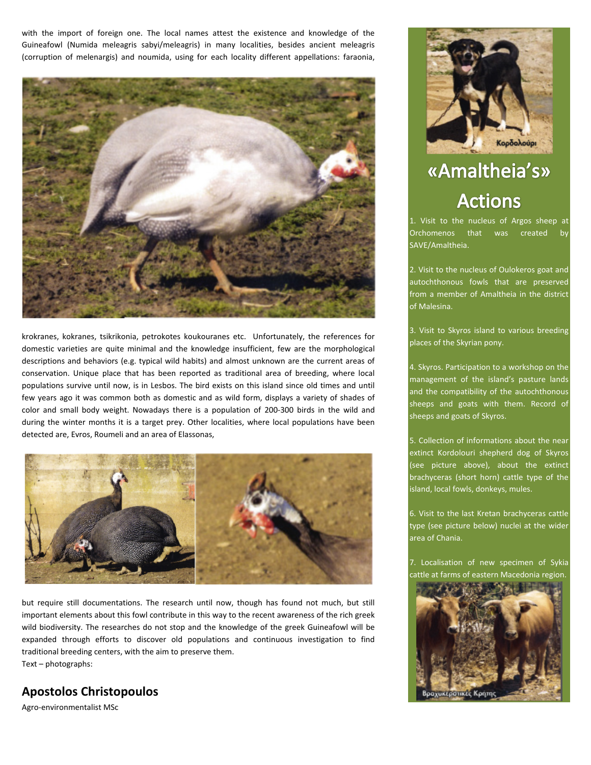with the import of foreign one. The local names attest the existence and knowledge of the Guineafowl (Numida meleagris sabyi/meleagris) in many localities, besides ancient meleagris (corruption of melenargis) and noumida, using for each locality different appellations: faraonia, krokranes, kokranes, tsikrikonia, petrokotes koukouranes etc. Unfortunately, the references for domestic varieties are quite minimal and the knowledge insufficient, few are the morphological descriptions and behaviors (e.g. typical wild habits) and almost unknown are the current areas of conservation. Unique place that has been reported as traditional area of breeding, where local populations survive until now, is in Lesbos. The bird exists on this island since old times and until few years ago it was common both as domestic and as wild form, displays a variety of shades of color and small body weight. Nowadays there is a population of 200-300 birds in the wild and during the winter months it is a target prey. Other localities, where local populations have been detected are, Evros, Roumeli and an area of Elassonas, but require still documentations. The research until now, though has found not much, but still important elements about this fowl contribute in this way to the recent awareness of the rich greek wild biodiversity. The researches do not stop and the knowledge of the greek Guineafowl will be expanded through efforts to discover old populations and continuous investigation to find traditional breeding centers, with the aim to preserve them.

Text – photographs:

## Apostolos Christopoulos

Agro-environmentalist MSc

Κορδολούρι

# «Amaltheia's» Actions

1. Visit to the nucleus of Argos sheep at Orchomenos that was created by SAVE/Amaltheia.

2. Visit to the nucleus of Oulokeros goat and autochthonous fowls that are preserved from a member of Amaltheia in the district of Malesina.

3. Visit to Skyros island to various breeding places of the Skyrian pony.

4. Skyros. Participation to a workshop on the management of the island's pasture lands and the compatibility of the autochthonous sheeps and goats with them. Record of sheeps and goats of Skyros.

5. Collection of informations about the near extinct Kordolouri shepherd dog of Skyros (see picture above), about the extinct brachyceras (short horn) cattle type of the island, local fowls, donkeys, mules.

6. Visit to the last Kretan brachyceras cattle type (see picture below) nuclei at the wider area of Chania.

7. Localisation of new specimen of Sykia cattle at farms of eastern Macedonia region.

Βραχυκεράτικες Κρήτης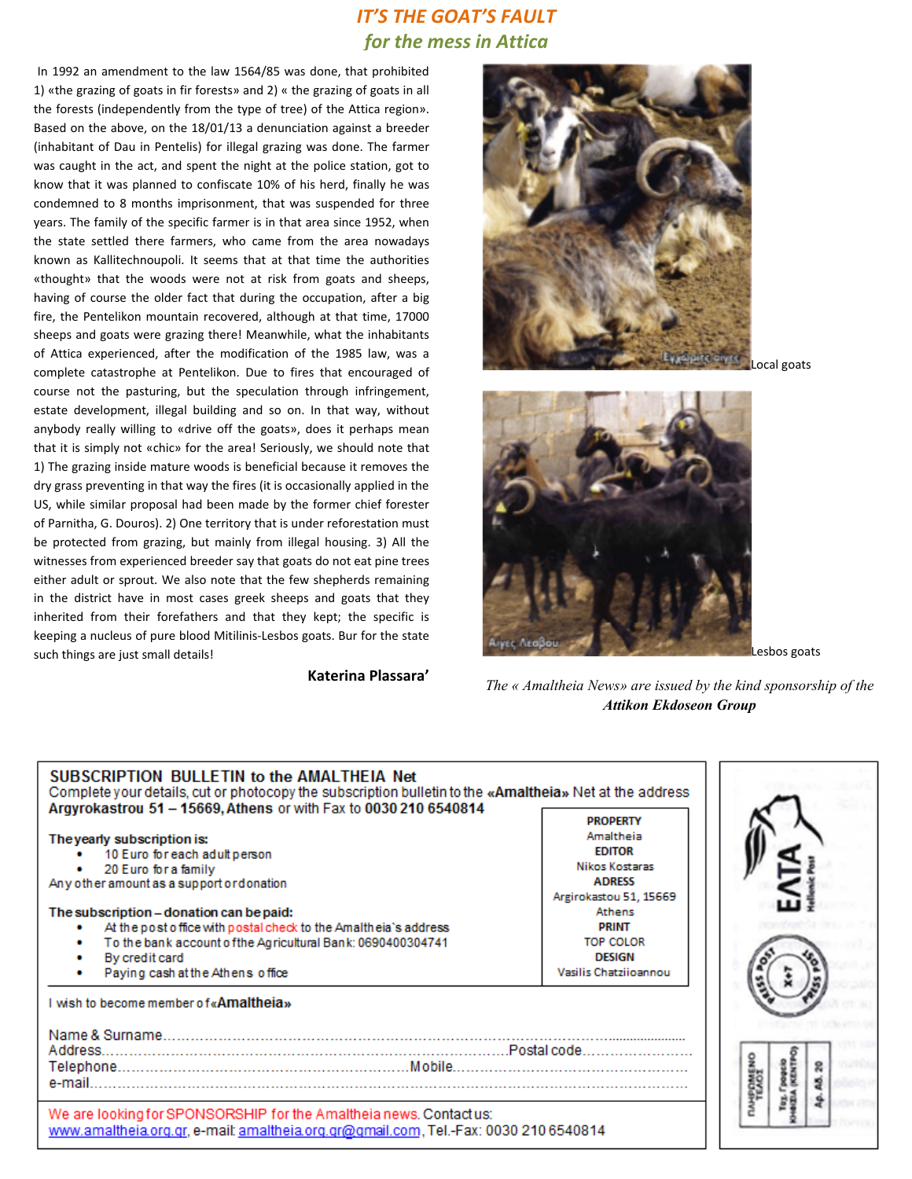# IT'S THE GOAT'S FAULT
## *for the mess in Attica*

In 1992 an amendment to the law 1564/85 was done, that prohibited 1) «the grazing of goats in fir forests» and 2) « the grazing of goats in all the forests (independently from the type of tree) of the Attica region». Based on the above, on the 18/01/13 a denunciation against a breeder (inhabitant of Dau in Pentelis) for illegal grazing was done. The farmer was caught in the act, and spent the night at the police station, got to know that it was planned to confiscate 10% of his herd, finally he was condemned to 8 months imprisonment, that was suspended for three years. The family of the specific farmer is in that area since 1952, when the state settled there farmers, who came from the area nowadays known as Kallitechnoupoli. It seems that at that time the authorities «thought» that the woods were not at risk from goats and sheeps, having of course the older fact that during the occupation, after a big fire, the Pentelikon mountain recovered, although at that time, 17000 sheeps and goats were grazing there! Meanwhile, what the inhabitants of Attica experienced, after the modification of the 1985 law, was a complete catastrophe at Pentelikon. Due to fires that encouraged of course not the pasturing, but the speculation through infringement, estate development, illegal building and so on. In that way, without anybody really willing to «drive off the goats», does it perhaps mean that it is simply not «chic» for the area! Seriously, we should note that 1) The grazing inside mature woods is beneficial because it removes the dry grass preventing in that way the fires (it is occasionally applied in the US, while similar proposal had been made by the former chief forester of Parnitha, G. Douros). 2) One territory that is under reforestation must be protected from grazing, but mainly from illegal housing. 3) All the witnesses from experienced breeder say that goats do not eat pine trees either adult or sprout. We also note that the few shepherds remaining in the district have in most cases greek sheeps and goats that they inherited from their forefathers and that they kept; the specific is keeping a nucleus of pure blood Mitilinis-Lesbos goats. Bur for the state such things are just small details!

**Katerina Plassara'**

Local goats

Lesbos goats

*The « Amaltheia News» are issued by the kind sponsorship of the* ***Attikon Ekdoseon Group***

---

**SUBSCRIPTION BULLETIN to the AMALTHEIA Net**
Complete your details, cut or photocopy the subscription bulletin to the **«Amaltheia»** Net at the address **Argyrokastrou 51 – 15669, Athens** or with Fax to **0030 210 6540814**

**The yearly subscription is:**
- 10 Euro for each adult person
- 20 Euro for a family

Any other amount as a support or donation

**The subscription – donation can be paid:**
- At the post office with postal check to the Amaltheia's address
- To the bank account of the Agricultural Bank: 0690400304741
- By credit card
- Paying cash at the Athens office

**PROPERTY**
Amaltheia
**EDITOR**
Nikos Kostaras
**ADRESS**
Argirokastou 51, 15669 Athens
**PRINT**
TOP COLOR
**DESIGN**
Vasilis Chatziioannou

I wish to become member of **«Amaltheia»**

Name & Surname.......................................................................................
Address..........................................................................Postal code.....................
Telephone.......................................................Mobile.............................................
e-mail.......................................................................................................

We are looking for SPONSORSHIP for the Amaltheia news. Contact us:
www.amaltheia.org.gr, e-mail: amaltheia.org.gr@gmail.com, Tel.-Fax: 0030 210 6540814